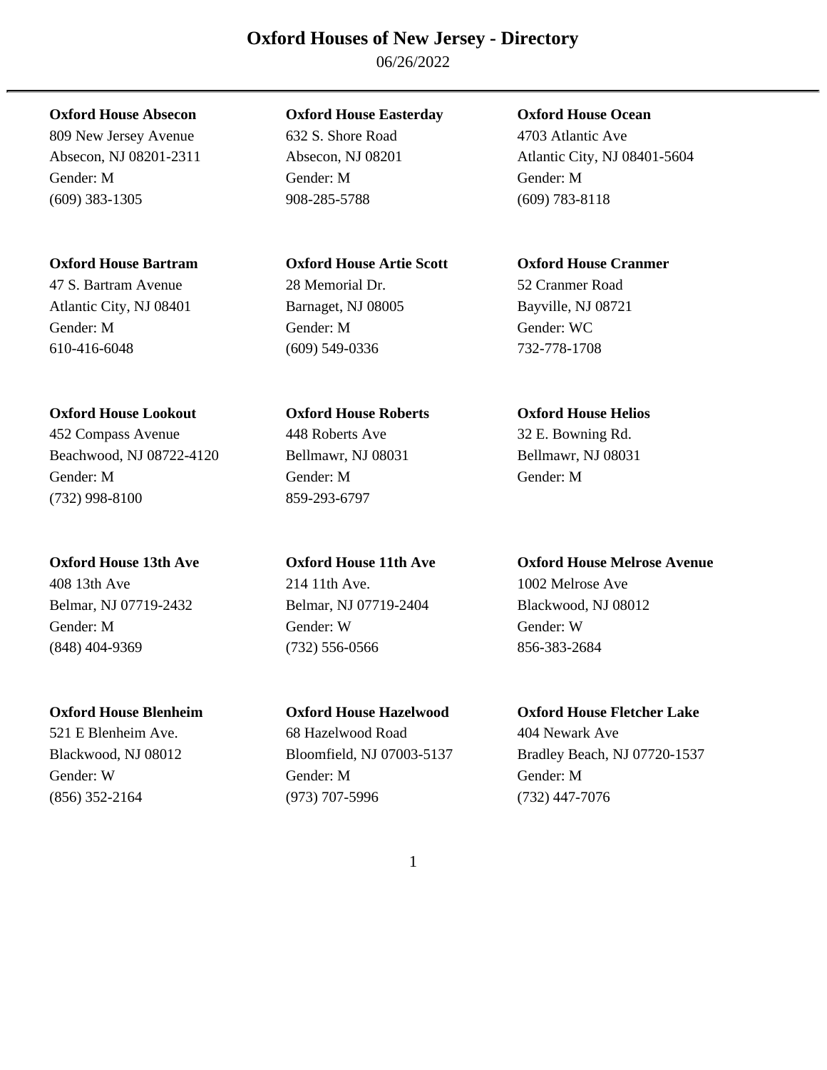# Oxford Houses of New Jersey - Directory

06/26/2022

---

**Oxford House Absecon**
809 New Jersey Avenue
Absecon, NJ 08201-2311
Gender: M
(609) 383-1305

**Oxford House Easterday**
632 S. Shore Road
Absecon, NJ 08201
Gender: M
908-285-5788

**Oxford House Ocean**
4703 Atlantic Ave
Atlantic City, NJ 08401-5604
Gender: M
(609) 783-8118

**Oxford House Bartram**
47 S. Bartram Avenue
Atlantic City, NJ 08401
Gender: M
610-416-6048

**Oxford House Artie Scott**
28 Memorial Dr.
Barnaget, NJ 08005
Gender: M
(609) 549-0336

**Oxford House Cranmer**
52 Cranmer Road
Bayville, NJ 08721
Gender: WC
732-778-1708

**Oxford House Lookout**
452 Compass Avenue
Beachwood, NJ 08722-4120
Gender: M
(732) 998-8100

**Oxford House Roberts**
448 Roberts Ave
Bellmawr, NJ 08031
Gender: M
859-293-6797

**Oxford House Helios**
32 E. Bowning Rd.
Bellmawr, NJ 08031
Gender: M

**Oxford House 13th Ave**
408 13th Ave
Belmar, NJ 07719-2432
Gender: M
(848) 404-9369

**Oxford House 11th Ave**
214 11th Ave.
Belmar, NJ 07719-2404
Gender: W
(732) 556-0566

**Oxford House Melrose Avenue**
1002 Melrose Ave
Blackwood, NJ 08012
Gender: W
856-383-2684

**Oxford House Blenheim**
521 E Blenheim Ave.
Blackwood, NJ 08012
Gender: W
(856) 352-2164

**Oxford House Hazelwood**
68 Hazelwood Road
Bloomfield, NJ 07003-5137
Gender: M
(973) 707-5996

**Oxford House Fletcher Lake**
404 Newark Ave
Bradley Beach, NJ 07720-1537
Gender: M
(732) 447-7076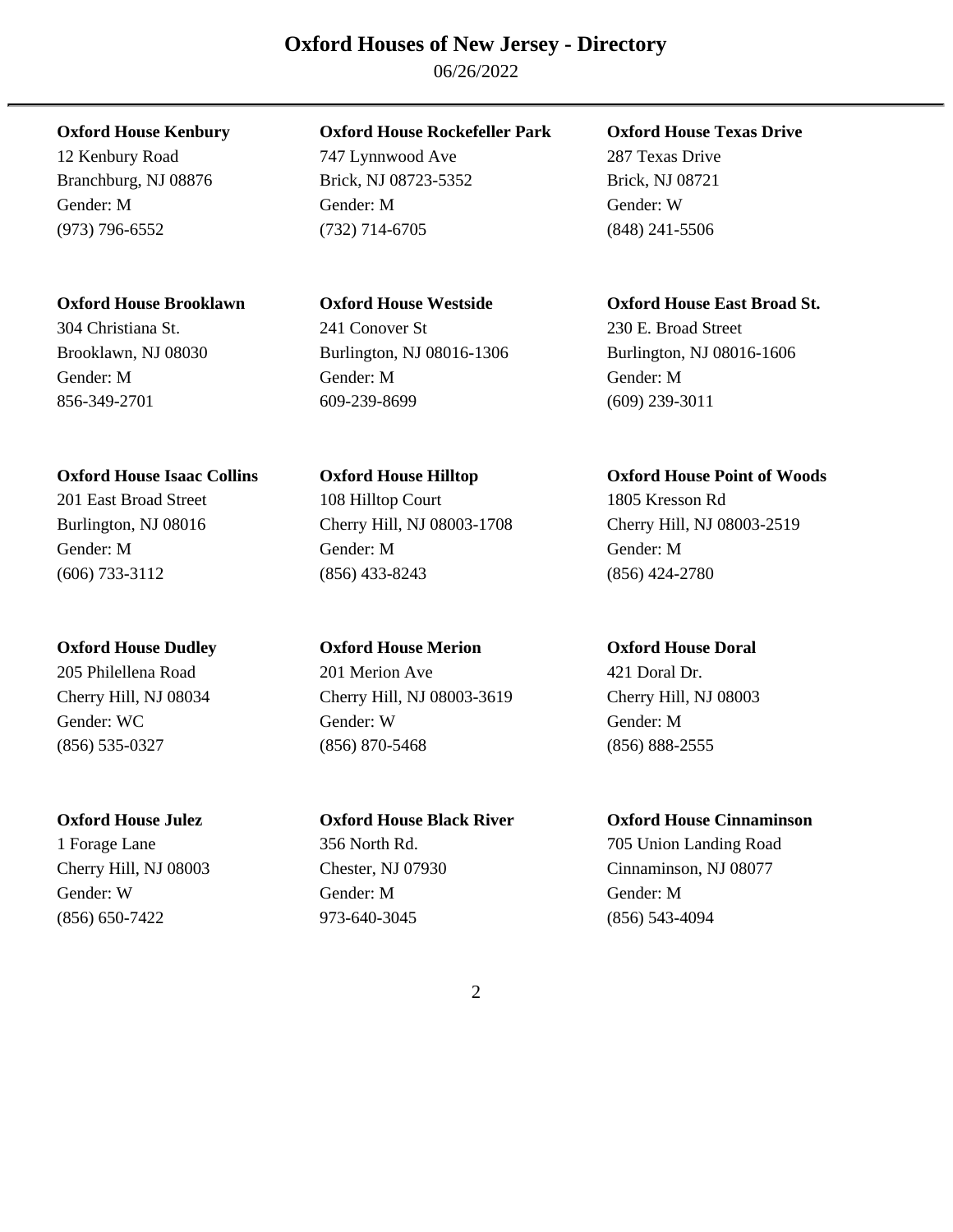# Oxford Houses of New Jersey - Directory

06/26/2022

**Oxford House Kenbury**
12 Kenbury Road
Branchburg, NJ 08876
Gender: M
(973) 796-6552

**Oxford House Rockefeller Park**
747 Lynnwood Ave
Brick, NJ 08723-5352
Gender: M
(732) 714-6705

**Oxford House Texas Drive**
287 Texas Drive
Brick, NJ 08721
Gender: W
(848) 241-5506

**Oxford House Brooklawn**
304 Christiana St.
Brooklawn, NJ 08030
Gender: M
856-349-2701

**Oxford House Westside**
241 Conover St
Burlington, NJ 08016-1306
Gender: M
609-239-8699

**Oxford House East Broad St.**
230 E. Broad Street
Burlington, NJ 08016-1606
Gender: M
(609) 239-3011

**Oxford House Isaac Collins**
201 East Broad Street
Burlington, NJ 08016
Gender: M
(606) 733-3112

**Oxford House Hilltop**
108 Hilltop Court
Cherry Hill, NJ 08003-1708
Gender: M
(856) 433-8243

**Oxford House Point of Woods**
1805 Kresson Rd
Cherry Hill, NJ 08003-2519
Gender: M
(856) 424-2780

**Oxford House Dudley**
205 Philellena Road
Cherry Hill, NJ 08034
Gender: WC
(856) 535-0327

**Oxford House Merion**
201 Merion Ave
Cherry Hill, NJ 08003-3619
Gender: W
(856) 870-5468

**Oxford House Doral**
421 Doral Dr.
Cherry Hill, NJ 08003
Gender: M
(856) 888-2555

**Oxford House Julez**
1 Forage Lane
Cherry Hill, NJ 08003
Gender: W
(856) 650-7422

**Oxford House Black River**
356 North Rd.
Chester, NJ 07930
Gender: M
973-640-3045

**Oxford House Cinnaminson**
705 Union Landing Road
Cinnaminson, NJ 08077
Gender: M
(856) 543-4094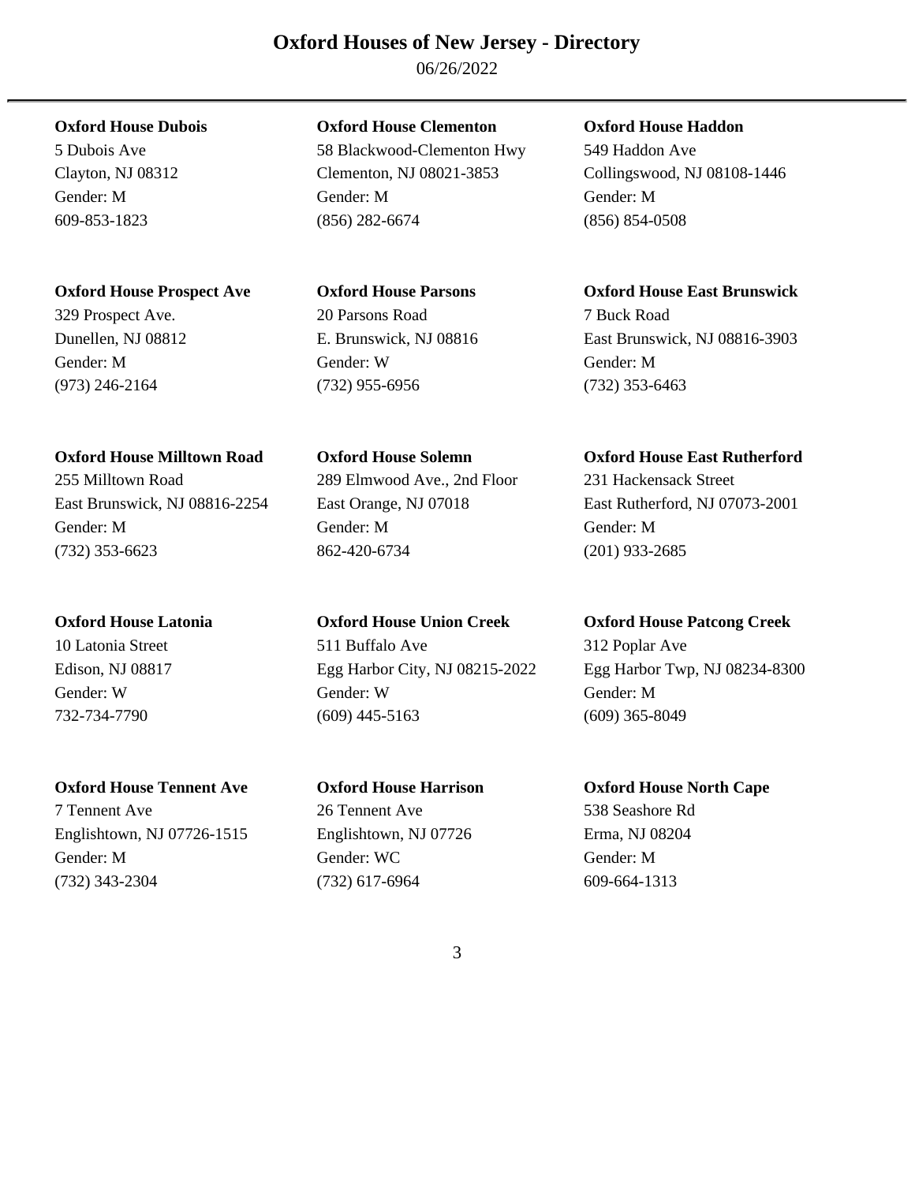# Oxford Houses of New Jersey - Directory

06/26/2022

**Oxford House Dubois**
5 Dubois Ave
Clayton, NJ 08312
Gender: M
609-853-1823

**Oxford House Clementon**
58 Blackwood-Clementon Hwy
Clementon, NJ 08021-3853
Gender: M
(856) 282-6674

**Oxford House Haddon**
549 Haddon Ave
Collingswood, NJ 08108-1446
Gender: M
(856) 854-0508

**Oxford House Prospect Ave**
329 Prospect Ave.
Dunellen, NJ 08812
Gender: M
(973) 246-2164

**Oxford House Parsons**
20 Parsons Road
E. Brunswick, NJ 08816
Gender: W
(732) 955-6956

**Oxford House East Brunswick**
7 Buck Road
East Brunswick, NJ 08816-3903
Gender: M
(732) 353-6463

**Oxford House Milltown Road**
255 Milltown Road
East Brunswick, NJ 08816-2254
Gender: M
(732) 353-6623

**Oxford House Solemn**
289 Elmwood Ave., 2nd Floor
East Orange, NJ 07018
Gender: M
862-420-6734

**Oxford House East Rutherford**
231 Hackensack Street
East Rutherford, NJ 07073-2001
Gender: M
(201) 933-2685

**Oxford House Latonia**
10 Latonia Street
Edison, NJ 08817
Gender: W
732-734-7790

**Oxford House Union Creek**
511 Buffalo Ave
Egg Harbor City, NJ 08215-2022
Gender: W
(609) 445-5163

**Oxford House Patcong Creek**
312 Poplar Ave
Egg Harbor Twp, NJ 08234-8300
Gender: M
(609) 365-8049

**Oxford House Tennent Ave**
7 Tennent Ave
Englishtown, NJ 07726-1515
Gender: M
(732) 343-2304

**Oxford House Harrison**
26 Tennent Ave
Englishtown, NJ 07726
Gender: WC
(732) 617-6964

**Oxford House North Cape**
538 Seashore Rd
Erma, NJ 08204
Gender: M
609-664-1313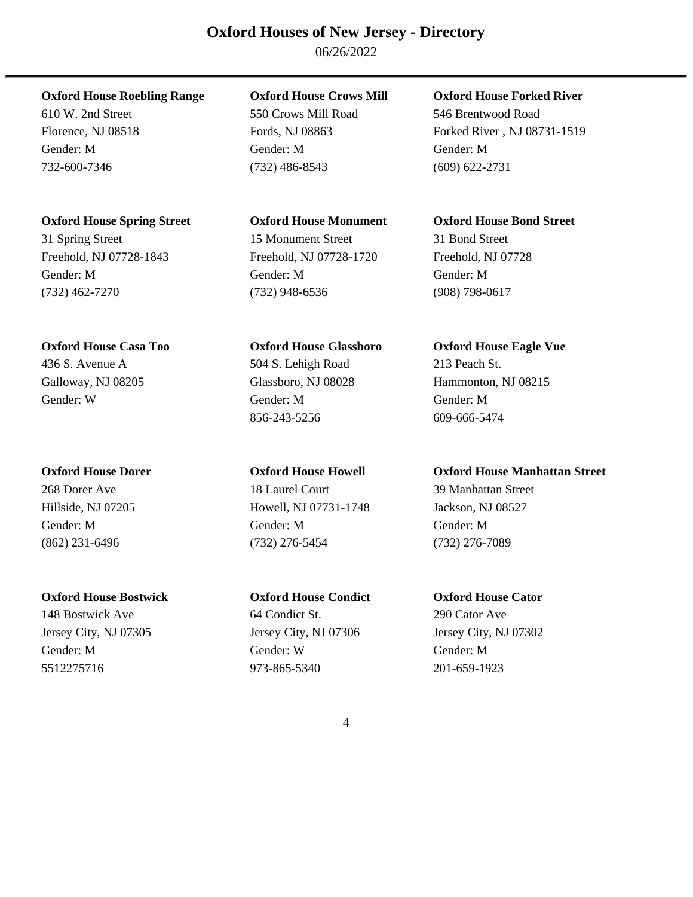# Oxford Houses of New Jersey - Directory

06/26/2022

**Oxford House Roebling Range**
610 W. 2nd Street
Florence, NJ 08518
Gender: M
732-600-7346

**Oxford House Crows Mill**
550 Crows Mill Road
Fords, NJ 08863
Gender: M
(732) 486-8543

**Oxford House Forked River**
546 Brentwood Road
Forked River , NJ 08731-1519
Gender: M
(609) 622-2731

**Oxford House Spring Street**
31 Spring Street
Freehold, NJ 07728-1843
Gender: M
(732) 462-7270

**Oxford House Monument**
15 Monument Street
Freehold, NJ 07728-1720
Gender: M
(732) 948-6536

**Oxford House Bond Street**
31 Bond Street
Freehold, NJ 07728
Gender: M
(908) 798-0617

**Oxford House Casa Too**
436 S. Avenue A
Galloway, NJ 08205
Gender: W

**Oxford House Glassboro**
504 S. Lehigh Road
Glassboro, NJ 08028
Gender: M
856-243-5256

**Oxford House Eagle Vue**
213 Peach St.
Hammonton, NJ 08215
Gender: M
609-666-5474

**Oxford House Dorer**
268 Dorer Ave
Hillside, NJ 07205
Gender: M
(862) 231-6496

**Oxford House Howell**
18 Laurel Court
Howell, NJ 07731-1748
Gender: M
(732) 276-5454

**Oxford House Manhattan Street**
39 Manhattan Street
Jackson, NJ 08527
Gender: M
(732) 276-7089

**Oxford House Bostwick**
148 Bostwick Ave
Jersey City, NJ 07305
Gender: M
5512275716

**Oxford House Condict**
64 Condict St.
Jersey City, NJ 07306
Gender: W
973-865-5340

**Oxford House Cator**
290 Cator Ave
Jersey City, NJ 07302
Gender: M
201-659-1923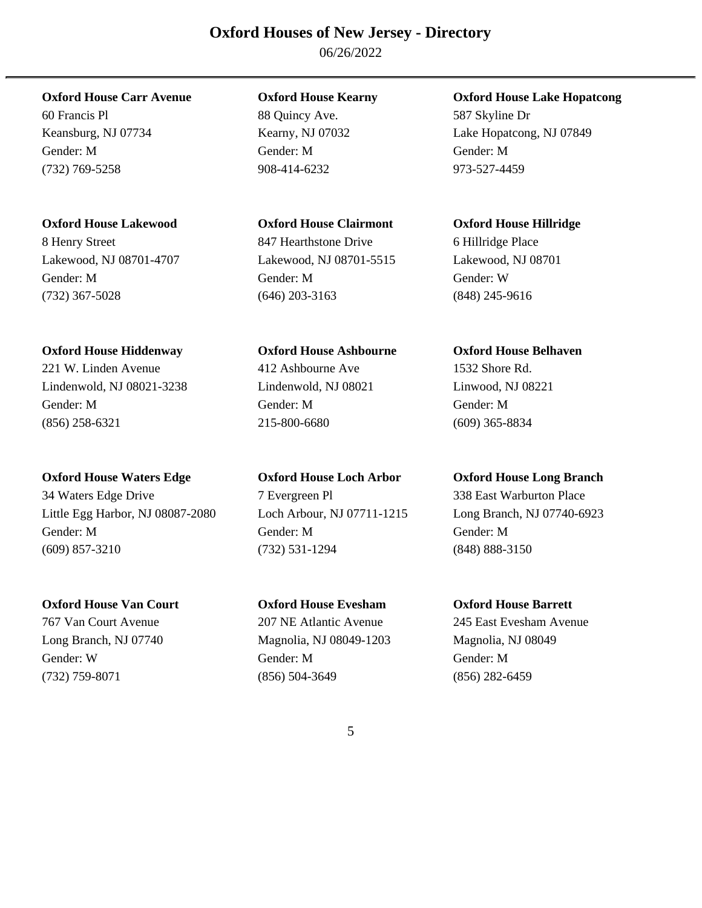# Oxford Houses of New Jersey - Directory

06/26/2022

**Oxford House Carr Avenue**
60 Francis Pl
Keansburg, NJ 07734
Gender: M
(732) 769-5258

**Oxford House Kearny**
88 Quincy Ave.
Kearny, NJ 07032
Gender: M
908-414-6232

**Oxford House Lake Hopatcong**
587 Skyline Dr
Lake Hopatcong, NJ 07849
Gender: M
973-527-4459

**Oxford House Lakewood**
8 Henry Street
Lakewood, NJ 08701-4707
Gender: M
(732) 367-5028

**Oxford House Clairmont**
847 Hearthstone Drive
Lakewood, NJ 08701-5515
Gender: M
(646) 203-3163

**Oxford House Hillridge**
6 Hillridge Place
Lakewood, NJ 08701
Gender: W
(848) 245-9616

**Oxford House Hiddenway**
221 W. Linden Avenue
Lindenwold, NJ 08021-3238
Gender: M
(856) 258-6321

**Oxford House Ashbourne**
412 Ashbourne Ave
Lindenwold, NJ 08021
Gender: M
215-800-6680

**Oxford House Belhaven**
1532 Shore Rd.
Linwood, NJ 08221
Gender: M
(609) 365-8834

**Oxford House Waters Edge**
34 Waters Edge Drive
Little Egg Harbor, NJ 08087-2080
Gender: M
(609) 857-3210

**Oxford House Loch Arbor**
7 Evergreen Pl
Loch Arbour, NJ 07711-1215
Gender: M
(732) 531-1294

**Oxford House Long Branch**
338 East Warburton Place
Long Branch, NJ 07740-6923
Gender: M
(848) 888-3150

**Oxford House Van Court**
767 Van Court Avenue
Long Branch, NJ 07740
Gender: W
(732) 759-8071

**Oxford House Evesham**
207 NE Atlantic Avenue
Magnolia, NJ 08049-1203
Gender: M
(856) 504-3649

**Oxford House Barrett**
245 East Evesham Avenue
Magnolia, NJ 08049
Gender: M
(856) 282-6459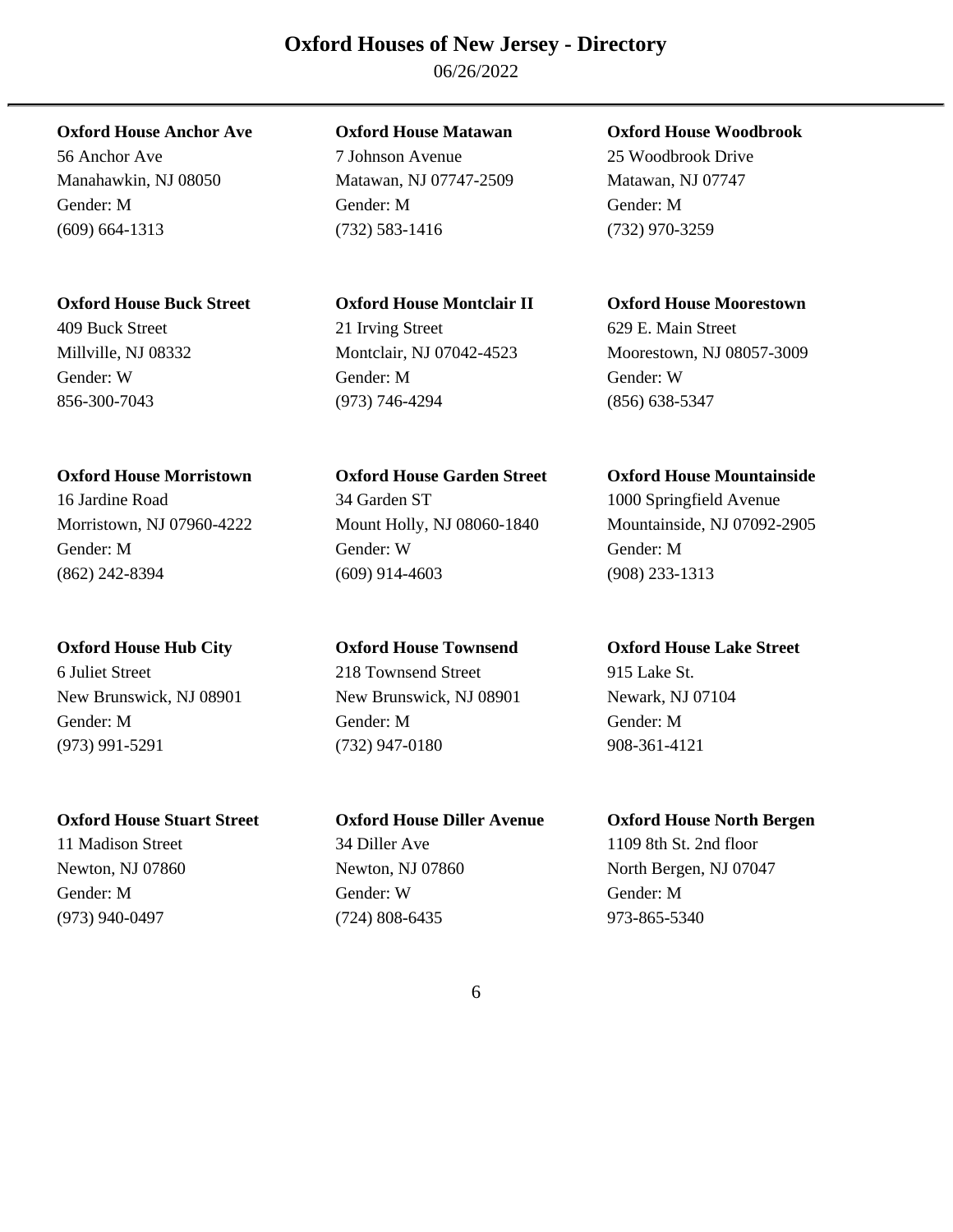# Oxford Houses of New Jersey - Directory

06/26/2022

---

**Oxford House Anchor Ave**
56 Anchor Ave
Manahawkin, NJ 08050
Gender: M
(609) 664-1313

**Oxford House Matawan**
7 Johnson Avenue
Matawan, NJ 07747-2509
Gender: M
(732) 583-1416

**Oxford House Woodbrook**
25 Woodbrook Drive
Matawan, NJ 07747
Gender: M
(732) 970-3259

**Oxford House Buck Street**
409 Buck Street
Millville, NJ 08332
Gender: W
856-300-7043

**Oxford House Montclair II**
21 Irving Street
Montclair, NJ 07042-4523
Gender: M
(973) 746-4294

**Oxford House Moorestown**
629 E. Main Street
Moorestown, NJ 08057-3009
Gender: W
(856) 638-5347

**Oxford House Morristown**
16 Jardine Road
Morristown, NJ 07960-4222
Gender: M
(862) 242-8394

**Oxford House Garden Street**
34 Garden ST
Mount Holly, NJ 08060-1840
Gender: W
(609) 914-4603

**Oxford House Mountainside**
1000 Springfield Avenue
Mountainside, NJ 07092-2905
Gender: M
(908) 233-1313

**Oxford House Hub City**
6 Juliet Street
New Brunswick, NJ 08901
Gender: M
(973) 991-5291

**Oxford House Townsend**
218 Townsend Street
New Brunswick, NJ 08901
Gender: M
(732) 947-0180

**Oxford House Lake Street**
915 Lake St.
Newark, NJ 07104
Gender: M
908-361-4121

**Oxford House Stuart Street**
11 Madison Street
Newton, NJ 07860
Gender: M
(973) 940-0497

**Oxford House Diller Avenue**
34 Diller Ave
Newton, NJ 07860
Gender: W
(724) 808-6435

**Oxford House North Bergen**
1109 8th St. 2nd floor
North Bergen, NJ 07047
Gender: M
973-865-5340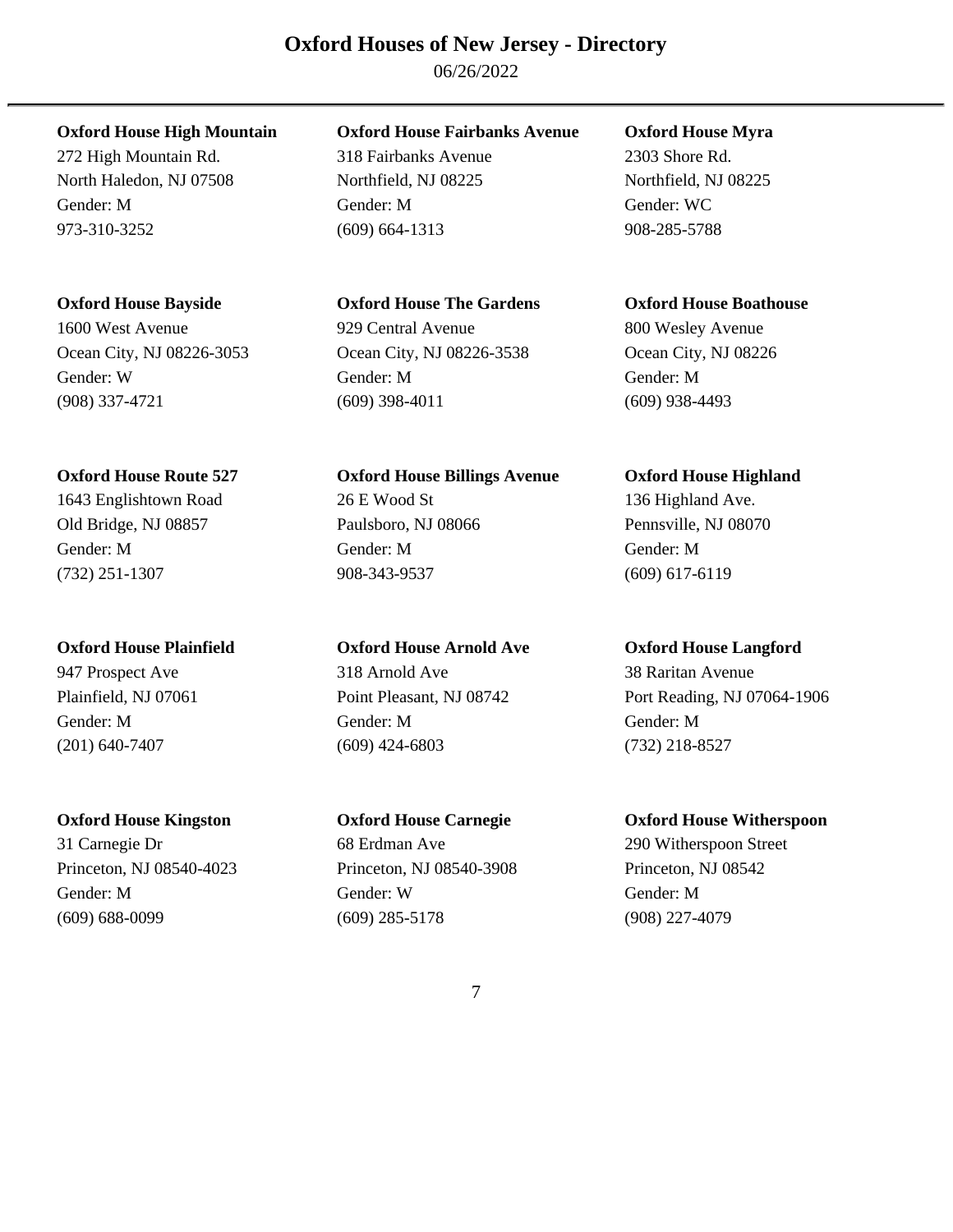# Oxford Houses of New Jersey - Directory

06/26/2022

**Oxford House High Mountain**
272 High Mountain Rd.
North Haledon, NJ 07508
Gender: M
973-310-3252

**Oxford House Fairbanks Avenue**
318 Fairbanks Avenue
Northfield, NJ 08225
Gender: M
(609) 664-1313

**Oxford House Myra**
2303 Shore Rd.
Northfield, NJ 08225
Gender: WC
908-285-5788

**Oxford House Bayside**
1600 West Avenue
Ocean City, NJ 08226-3053
Gender: W
(908) 337-4721

**Oxford House The Gardens**
929 Central Avenue
Ocean City, NJ 08226-3538
Gender: M
(609) 398-4011

**Oxford House Boathouse**
800 Wesley Avenue
Ocean City, NJ 08226
Gender: M
(609) 938-4493

**Oxford House Route 527**
1643 Englishtown Road
Old Bridge, NJ 08857
Gender: M
(732) 251-1307

**Oxford House Billings Avenue**
26 E Wood St
Paulsboro, NJ 08066
Gender: M
908-343-9537

**Oxford House Highland**
136 Highland Ave.
Pennsville, NJ 08070
Gender: M
(609) 617-6119

**Oxford House Plainfield**
947 Prospect Ave
Plainfield, NJ 07061
Gender: M
(201) 640-7407

**Oxford House Arnold Ave**
318 Arnold Ave
Point Pleasant, NJ 08742
Gender: M
(609) 424-6803

**Oxford House Langford**
38 Raritan Avenue
Port Reading, NJ 07064-1906
Gender: M
(732) 218-8527

**Oxford House Kingston**
31 Carnegie Dr
Princeton, NJ 08540-4023
Gender: M
(609) 688-0099

**Oxford House Carnegie**
68 Erdman Ave
Princeton, NJ 08540-3908
Gender: W
(609) 285-5178

**Oxford House Witherspoon**
290 Witherspoon Street
Princeton, NJ 08542
Gender: M
(908) 227-4079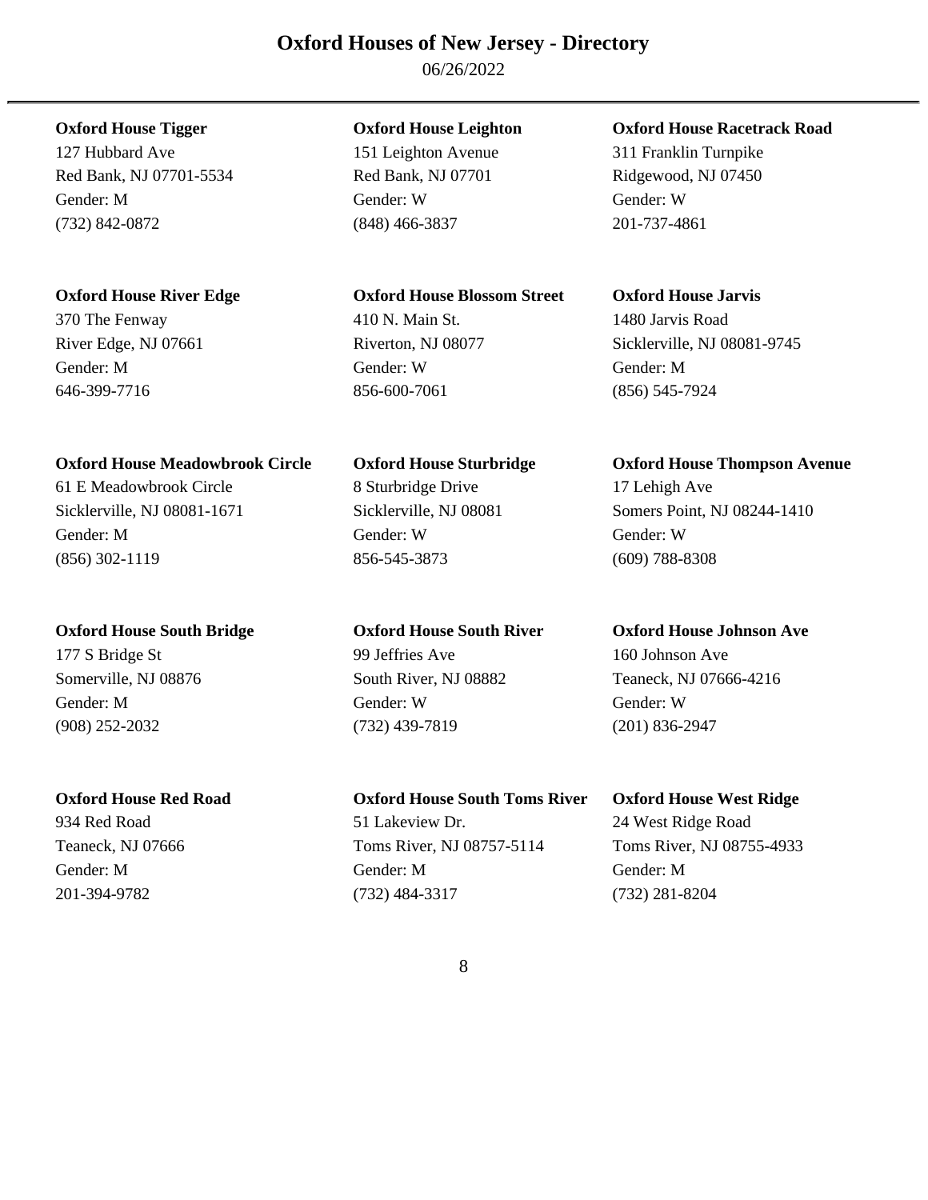# Oxford Houses of New Jersey - Directory

06/26/2022

---

**Oxford House Tigger**
127 Hubbard Ave
Red Bank, NJ 07701-5534
Gender: M
(732) 842-0872

**Oxford House Leighton**
151 Leighton Avenue
Red Bank, NJ 07701
Gender: W
(848) 466-3837

**Oxford House Racetrack Road**
311 Franklin Turnpike
Ridgewood, NJ 07450
Gender: W
201-737-4861

**Oxford House River Edge**
370 The Fenway
River Edge, NJ 07661
Gender: M
646-399-7716

**Oxford House Blossom Street**
410 N. Main St.
Riverton, NJ 08077
Gender: W
856-600-7061

**Oxford House Jarvis**
1480 Jarvis Road
Sicklerville, NJ 08081-9745
Gender: M
(856) 545-7924

**Oxford House Meadowbrook Circle**
61 E Meadowbrook Circle
Sicklerville, NJ 08081-1671
Gender: M
(856) 302-1119

**Oxford House Sturbridge**
8 Sturbridge Drive
Sicklerville, NJ 08081
Gender: W
856-545-3873

**Oxford House Thompson Avenue**
17 Lehigh Ave
Somers Point, NJ 08244-1410
Gender: W
(609) 788-8308

**Oxford House South Bridge**
177 S Bridge St
Somerville, NJ 08876
Gender: M
(908) 252-2032

**Oxford House South River**
99 Jeffries Ave
South River, NJ 08882
Gender: W
(732) 439-7819

**Oxford House Johnson Ave**
160 Johnson Ave
Teaneck, NJ 07666-4216
Gender: W
(201) 836-2947

**Oxford House Red Road**
934 Red Road
Teaneck, NJ 07666
Gender: M
201-394-9782

**Oxford House South Toms River**
51 Lakeview Dr.
Toms River, NJ 08757-5114
Gender: M
(732) 484-3317

**Oxford House West Ridge**
24 West Ridge Road
Toms River, NJ 08755-4933
Gender: M
(732) 281-8204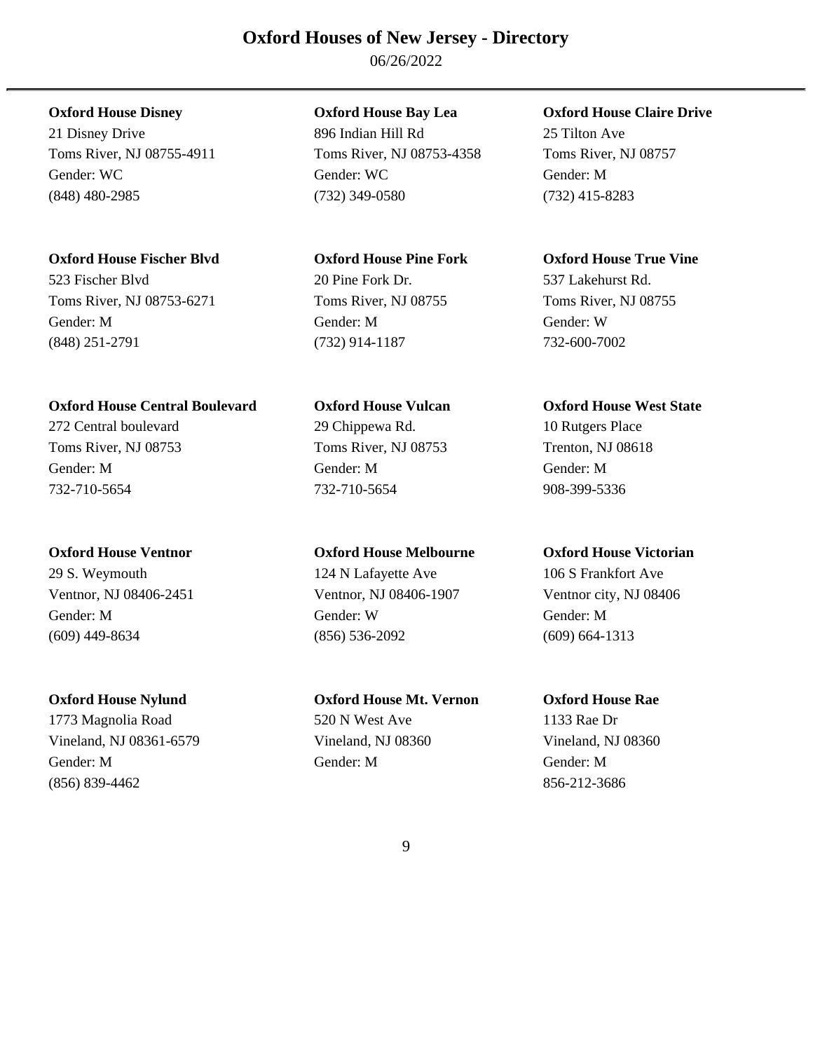# Oxford Houses of New Jersey - Directory

06/26/2022

**Oxford House Disney**
21 Disney Drive
Toms River, NJ 08755-4911
Gender: WC
(848) 480-2985

**Oxford House Bay Lea**
896 Indian Hill Rd
Toms River, NJ 08753-4358
Gender: WC
(732) 349-0580

**Oxford House Claire Drive**
25 Tilton Ave
Toms River, NJ 08757
Gender: M
(732) 415-8283

**Oxford House Fischer Blvd**
523 Fischer Blvd
Toms River, NJ 08753-6271
Gender: M
(848) 251-2791

**Oxford House Pine Fork**
20 Pine Fork Dr.
Toms River, NJ 08755
Gender: M
(732) 914-1187

**Oxford House True Vine**
537 Lakehurst Rd.
Toms River, NJ 08755
Gender: W
732-600-7002

**Oxford House Central Boulevard**
272 Central boulevard
Toms River, NJ 08753
Gender: M
732-710-5654

**Oxford House Vulcan**
29 Chippewa Rd.
Toms River, NJ 08753
Gender: M
732-710-5654

**Oxford House West State**
10 Rutgers Place
Trenton, NJ 08618
Gender: M
908-399-5336

**Oxford House Ventnor**
29 S. Weymouth
Ventnor, NJ 08406-2451
Gender: M
(609) 449-8634

**Oxford House Melbourne**
124 N Lafayette Ave
Ventnor, NJ 08406-1907
Gender: W
(856) 536-2092

**Oxford House Victorian**
106 S Frankfort Ave
Ventnor city, NJ 08406
Gender: M
(609) 664-1313

**Oxford House Nylund**
1773 Magnolia Road
Vineland, NJ 08361-6579
Gender: M
(856) 839-4462

**Oxford House Mt. Vernon**
520 N West Ave
Vineland, NJ 08360
Gender: M

**Oxford House Rae**
1133 Rae Dr
Vineland, NJ 08360
Gender: M
856-212-3686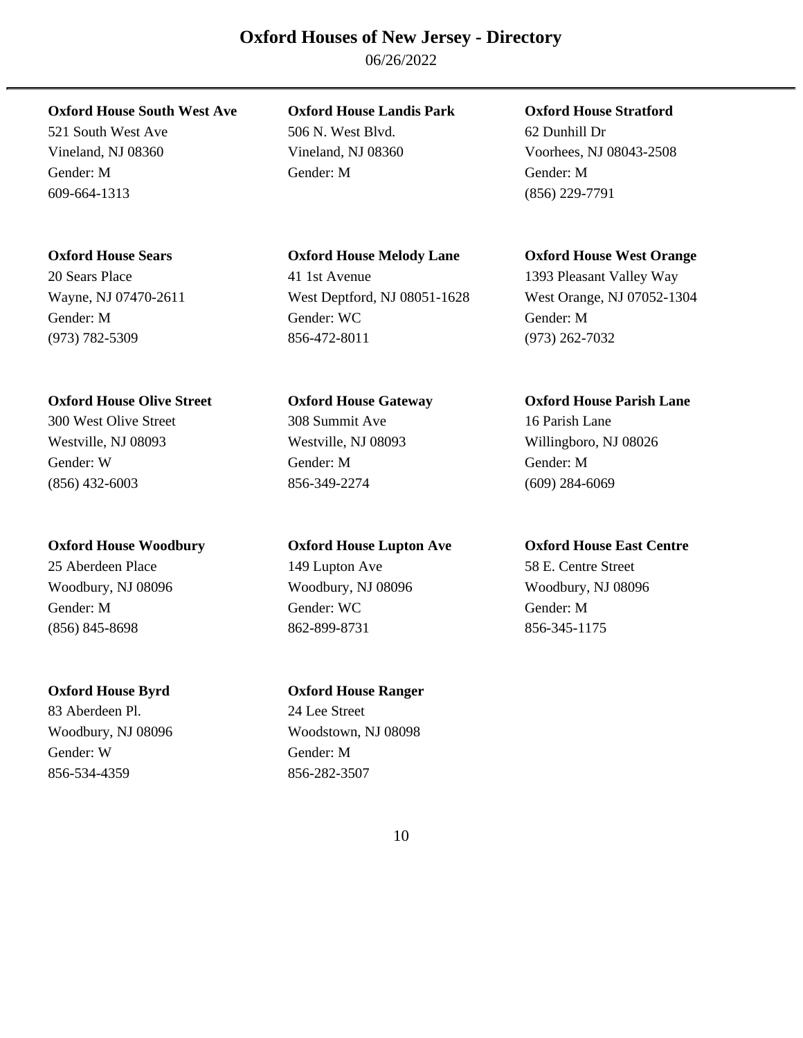# Oxford Houses of New Jersey - Directory

06/26/2022

**Oxford House South West Ave**
521 South West Ave
Vineland, NJ 08360
Gender: M
609-664-1313

**Oxford House Landis Park**
506 N. West Blvd.
Vineland, NJ 08360
Gender: M

**Oxford House Stratford**
62 Dunhill Dr
Voorhees, NJ 08043-2508
Gender: M
(856) 229-7791

**Oxford House Sears**
20 Sears Place
Wayne, NJ 07470-2611
Gender: M
(973) 782-5309

**Oxford House Melody Lane**
41 1st Avenue
West Deptford, NJ 08051-1628
Gender: WC
856-472-8011

**Oxford House West Orange**
1393 Pleasant Valley Way
West Orange, NJ 07052-1304
Gender: M
(973) 262-7032

**Oxford House Olive Street**
300 West Olive Street
Westville, NJ 08093
Gender: W
(856) 432-6003

**Oxford House Gateway**
308 Summit Ave
Westville, NJ 08093
Gender: M
856-349-2274

**Oxford House Parish Lane**
16 Parish Lane
Willingboro, NJ 08026
Gender: M
(609) 284-6069

**Oxford House Woodbury**
25 Aberdeen Place
Woodbury, NJ 08096
Gender: M
(856) 845-8698

**Oxford House Lupton Ave**
149 Lupton Ave
Woodbury, NJ 08096
Gender: WC
862-899-8731

**Oxford House East Centre**
58 E. Centre Street
Woodbury, NJ 08096
Gender: M
856-345-1175

**Oxford House Byrd**
83 Aberdeen Pl.
Woodbury, NJ 08096
Gender: W
856-534-4359

**Oxford House Ranger**
24 Lee Street
Woodstown, NJ 08098
Gender: M
856-282-3507